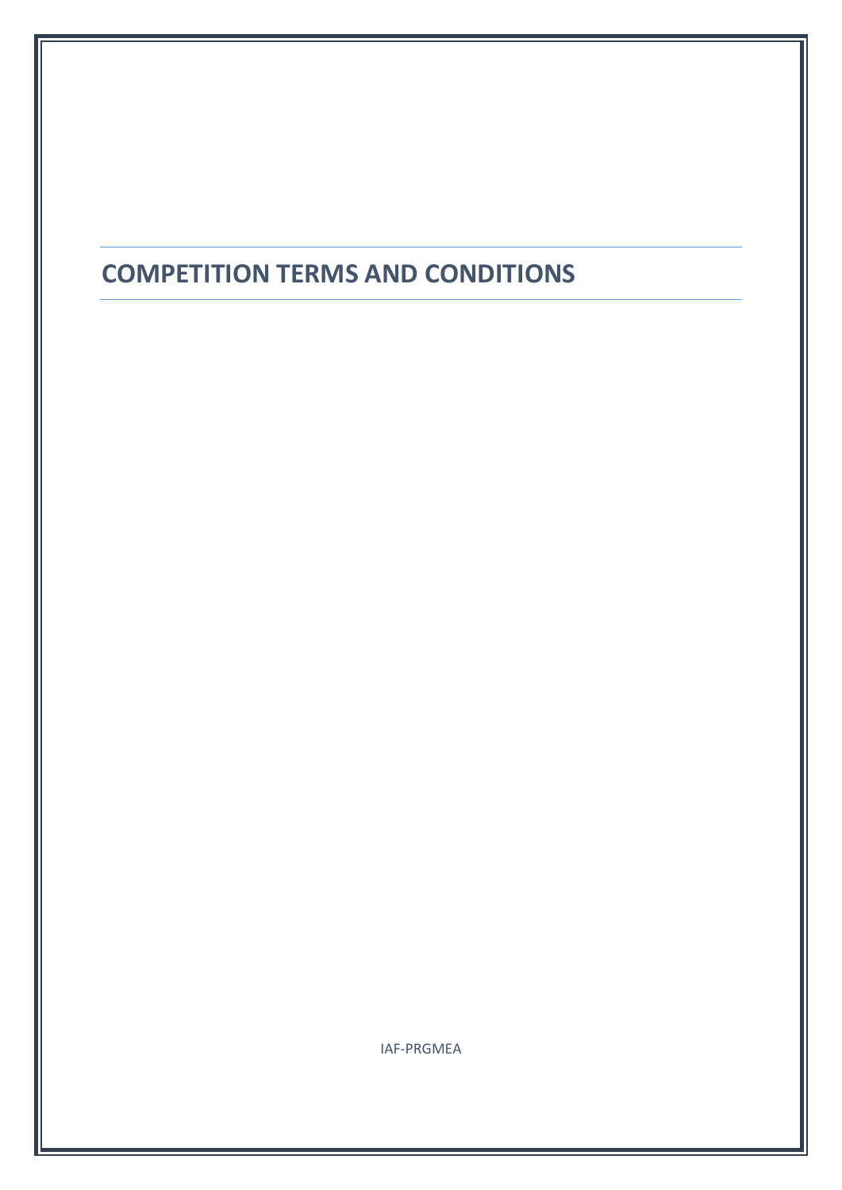# COMPETITION TERMS AND CONDITIONS

IAF-PRGMEA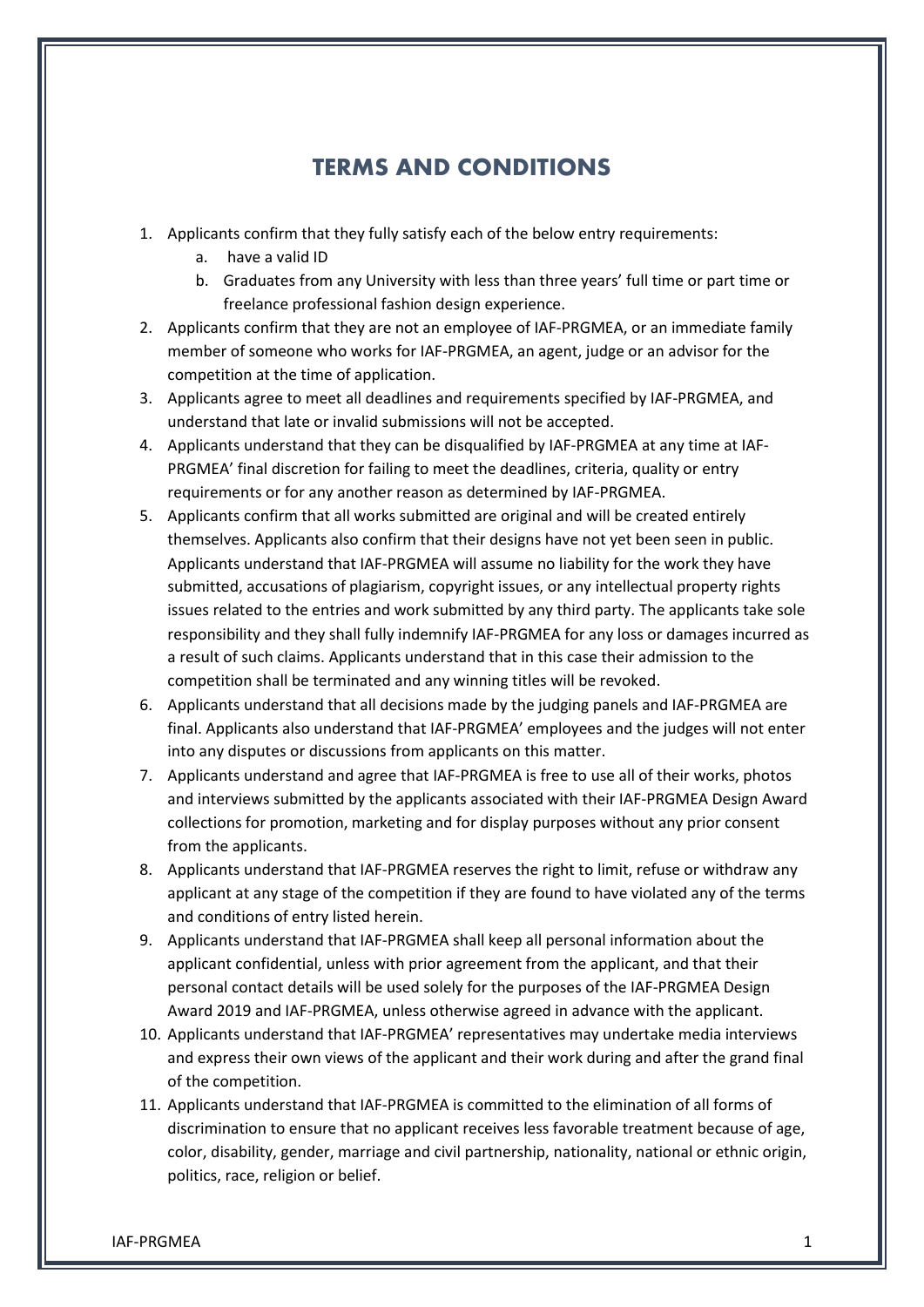# TERMS AND CONDITIONS

1. Applicants confirm that they fully satisfy each of the below entry requirements:
   a. have a valid ID
   b. Graduates from any University with less than three years' full time or part time or freelance professional fashion design experience.
2. Applicants confirm that they are not an employee of IAF-PRGMEA, or an immediate family member of someone who works for IAF-PRGMEA, an agent, judge or an advisor for the competition at the time of application.
3. Applicants agree to meet all deadlines and requirements specified by IAF-PRGMEA, and understand that late or invalid submissions will not be accepted.
4. Applicants understand that they can be disqualified by IAF-PRGMEA at any time at IAF-PRGMEA' final discretion for failing to meet the deadlines, criteria, quality or entry requirements or for any another reason as determined by IAF-PRGMEA.
5. Applicants confirm that all works submitted are original and will be created entirely themselves. Applicants also confirm that their designs have not yet been seen in public. Applicants understand that IAF-PRGMEA will assume no liability for the work they have submitted, accusations of plagiarism, copyright issues, or any intellectual property rights issues related to the entries and work submitted by any third party. The applicants take sole responsibility and they shall fully indemnify IAF-PRGMEA for any loss or damages incurred as a result of such claims. Applicants understand that in this case their admission to the competition shall be terminated and any winning titles will be revoked.
6. Applicants understand that all decisions made by the judging panels and IAF-PRGMEA are final. Applicants also understand that IAF-PRGMEA' employees and the judges will not enter into any disputes or discussions from applicants on this matter.
7. Applicants understand and agree that IAF-PRGMEA is free to use all of their works, photos and interviews submitted by the applicants associated with their IAF-PRGMEA Design Award collections for promotion, marketing and for display purposes without any prior consent from the applicants.
8. Applicants understand that IAF-PRGMEA reserves the right to limit, refuse or withdraw any applicant at any stage of the competition if they are found to have violated any of the terms and conditions of entry listed herein.
9. Applicants understand that IAF-PRGMEA shall keep all personal information about the applicant confidential, unless with prior agreement from the applicant, and that their personal contact details will be used solely for the purposes of the IAF-PRGMEA Design Award 2019 and IAF-PRGMEA, unless otherwise agreed in advance with the applicant.
10. Applicants understand that IAF-PRGMEA' representatives may undertake media interviews and express their own views of the applicant and their work during and after the grand final of the competition.
11. Applicants understand that IAF-PRGMEA is committed to the elimination of all forms of discrimination to ensure that no applicant receives less favorable treatment because of age, color, disability, gender, marriage and civil partnership, nationality, national or ethnic origin, politics, race, religion or belief.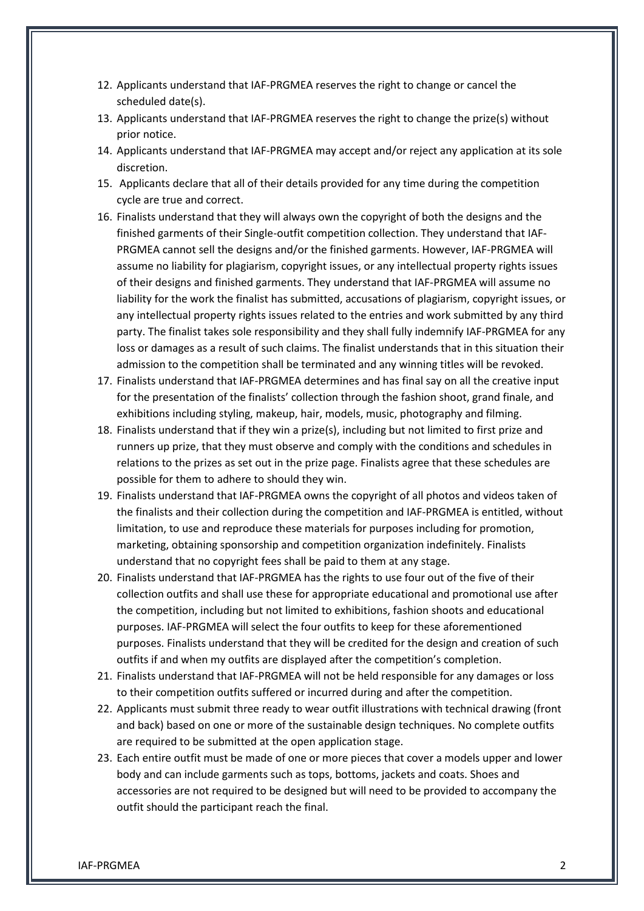12. Applicants understand that IAF-PRGMEA reserves the right to change or cancel the scheduled date(s).
13. Applicants understand that IAF-PRGMEA reserves the right to change the prize(s) without prior notice.
14. Applicants understand that IAF-PRGMEA may accept and/or reject any application at its sole discretion.
15. Applicants declare that all of their details provided for any time during the competition cycle are true and correct.
16. Finalists understand that they will always own the copyright of both the designs and the finished garments of their Single-outfit competition collection. They understand that IAF-PRGMEA cannot sell the designs and/or the finished garments. However, IAF-PRGMEA will assume no liability for plagiarism, copyright issues, or any intellectual property rights issues of their designs and finished garments. They understand that IAF-PRGMEA will assume no liability for the work the finalist has submitted, accusations of plagiarism, copyright issues, or any intellectual property rights issues related to the entries and work submitted by any third party. The finalist takes sole responsibility and they shall fully indemnify IAF-PRGMEA for any loss or damages as a result of such claims. The finalist understands that in this situation their admission to the competition shall be terminated and any winning titles will be revoked.
17. Finalists understand that IAF-PRGMEA determines and has final say on all the creative input for the presentation of the finalists' collection through the fashion shoot, grand finale, and exhibitions including styling, makeup, hair, models, music, photography and filming.
18. Finalists understand that if they win a prize(s), including but not limited to first prize and runners up prize, that they must observe and comply with the conditions and schedules in relations to the prizes as set out in the prize page. Finalists agree that these schedules are possible for them to adhere to should they win.
19. Finalists understand that IAF-PRGMEA owns the copyright of all photos and videos taken of the finalists and their collection during the competition and IAF-PRGMEA is entitled, without limitation, to use and reproduce these materials for purposes including for promotion, marketing, obtaining sponsorship and competition organization indefinitely. Finalists understand that no copyright fees shall be paid to them at any stage.
20. Finalists understand that IAF-PRGMEA has the rights to use four out of the five of their collection outfits and shall use these for appropriate educational and promotional use after the competition, including but not limited to exhibitions, fashion shoots and educational purposes. IAF-PRGMEA will select the four outfits to keep for these aforementioned purposes. Finalists understand that they will be credited for the design and creation of such outfits if and when my outfits are displayed after the competition's completion.
21. Finalists understand that IAF-PRGMEA will not be held responsible for any damages or loss to their competition outfits suffered or incurred during and after the competition.
22. Applicants must submit three ready to wear outfit illustrations with technical drawing (front and back) based on one or more of the sustainable design techniques. No complete outfits are required to be submitted at the open application stage.
23. Each entire outfit must be made of one or more pieces that cover a models upper and lower body and can include garments such as tops, bottoms, jackets and coats. Shoes and accessories are not required to be designed but will need to be provided to accompany the outfit should the participant reach the final.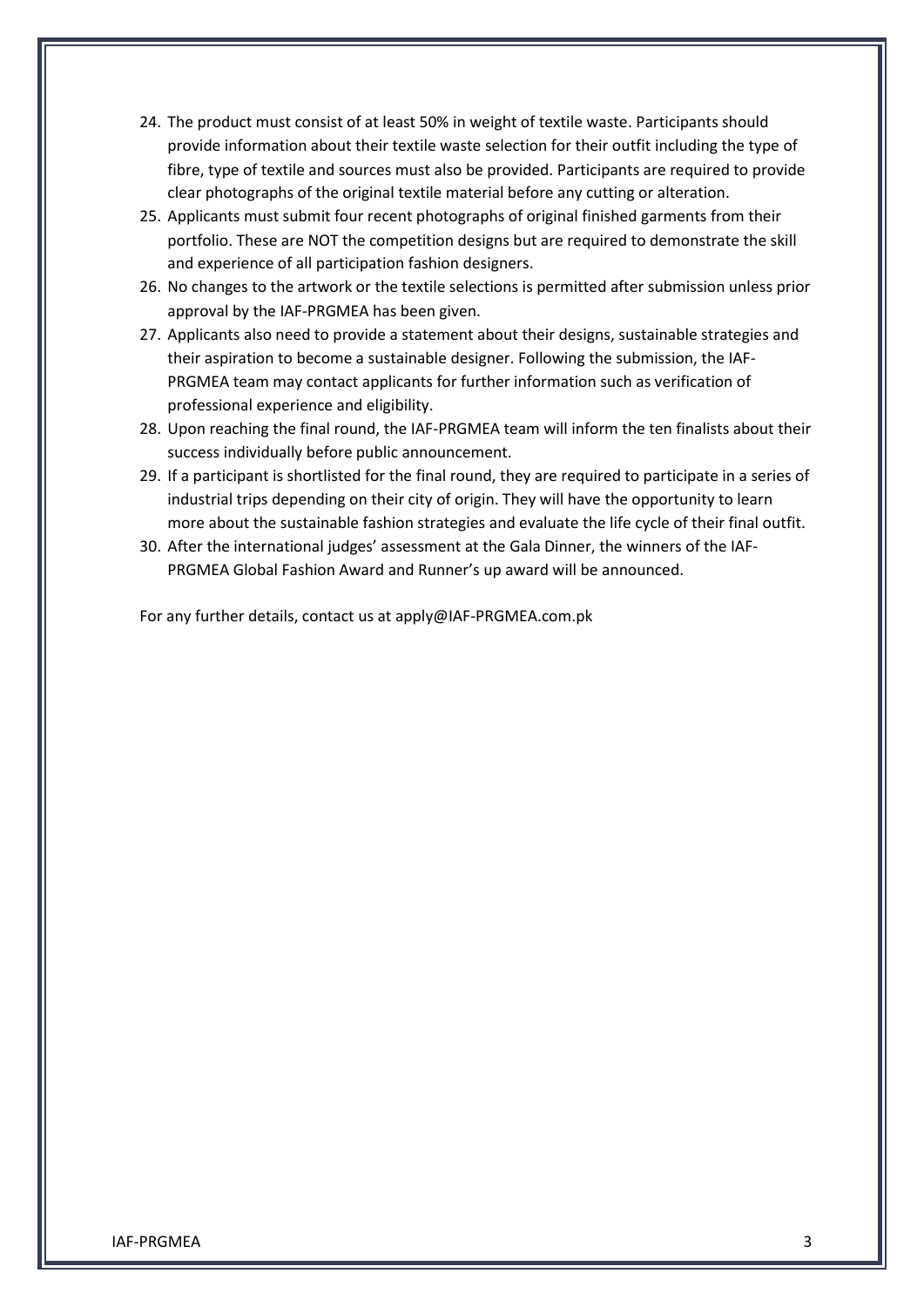24. The product must consist of at least 50% in weight of textile waste. Participants should provide information about their textile waste selection for their outfit including the type of fibre, type of textile and sources must also be provided. Participants are required to provide clear photographs of the original textile material before any cutting or alteration.
25. Applicants must submit four recent photographs of original finished garments from their portfolio. These are NOT the competition designs but are required to demonstrate the skill and experience of all participation fashion designers.
26. No changes to the artwork or the textile selections is permitted after submission unless prior approval by the IAF-PRGMEA has been given.
27. Applicants also need to provide a statement about their designs, sustainable strategies and their aspiration to become a sustainable designer. Following the submission, the IAF-PRGMEA team may contact applicants for further information such as verification of professional experience and eligibility.
28. Upon reaching the final round, the IAF-PRGMEA team will inform the ten finalists about their success individually before public announcement.
29. If a participant is shortlisted for the final round, they are required to participate in a series of industrial trips depending on their city of origin. They will have the opportunity to learn more about the sustainable fashion strategies and evaluate the life cycle of their final outfit.
30. After the international judges' assessment at the Gala Dinner, the winners of the IAF-PRGMEA Global Fashion Award and Runner's up award will be announced.

For any further details, contact us at apply@IAF-PRGMEA.com.pk